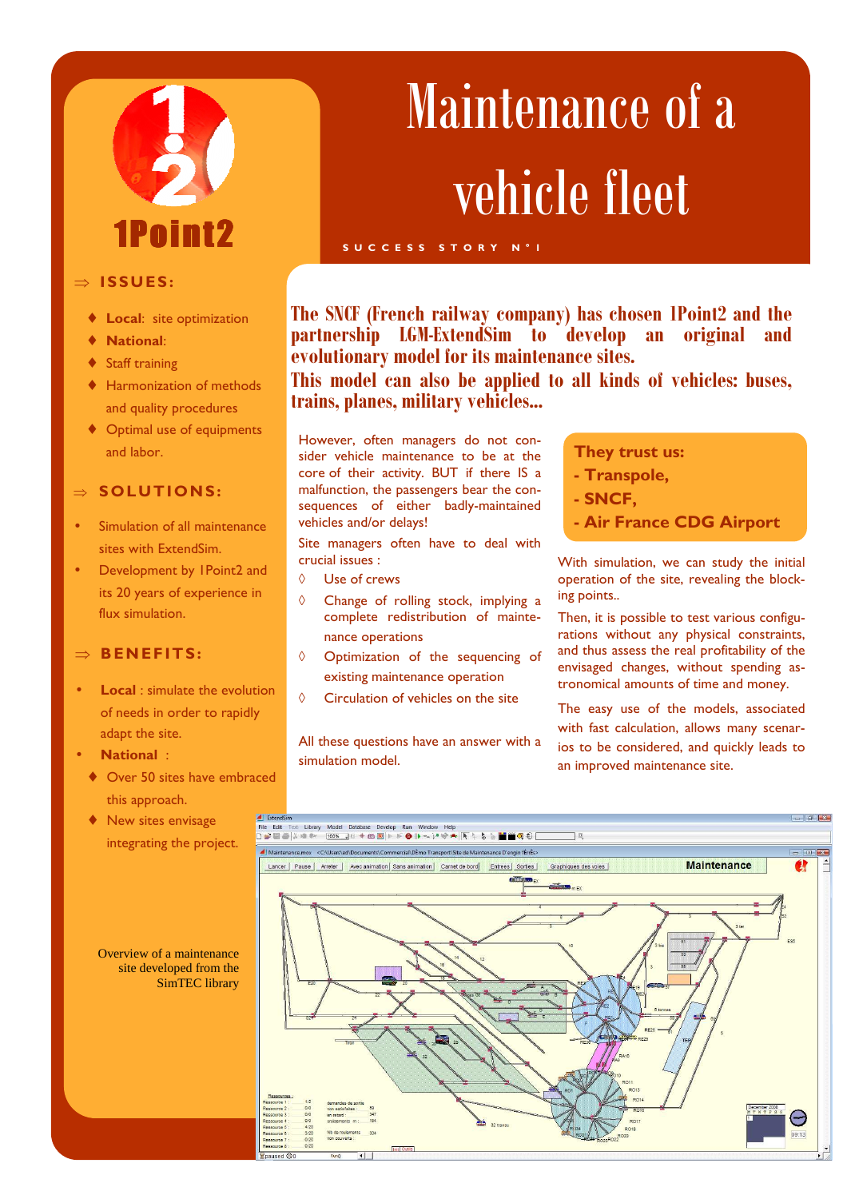1Point2

# Maintenance of a vehicle fleet

SUCCESS STORY N°1

## ⇒ ISSUES:

- **Local**: site optimization
- **National**:
- Staff training
- Harmonization of methods and quality procedures
- Optimal use of equipments and labor.

## ⇒ SOLUTIONS:

- Simulation of all maintenance sites with ExtendSim.
- Development by 1Point2 and its 20 years of experience in flux simulation.

## ⇒ BENEFITS:

- **Local** : simulate the evolution of needs in order to rapidly adapt the site.
- **National** :
  - Over 50 sites have embraced this approach.
  - New sites envisage integrating the project.

**The SNCF (French railway company) has chosen 1Point2 and the partnership LGM-ExtendSim to develop an original and evolutionary model for its maintenance sites.**

**This model can also be applied to all kinds of vehicles: buses, trains, planes, military vehicles...**

However, often managers do not consider vehicle maintenance to be at the core of their activity. BUT if there IS a malfunction, the passengers bear the consequences of either badly-maintained vehicles and/or delays!

Site managers often have to deal with crucial issues :

- Use of crews
- Change of rolling stock, implying a complete redistribution of maintenance operations
- Optimization of the sequencing of existing maintenance operation
- Circulation of vehicles on the site

All these questions have an answer with a simulation model.

**They trust us:**
**- Transpole,**
**- SNCF,**
**- Air France CDG Airport**

With simulation, we can study the initial operation of the site, revealing the blocking points..

Then, it is possible to test various configurations without any physical constraints, and thus assess the real profitability of the envisaged changes, without spending astronomical amounts of time and money.

The easy use of the models, associated with fast calculation, allows many scenarios to be considered, and quickly leads to an improved maintenance site.

Overview of a maintenance site developed from the SimTEC library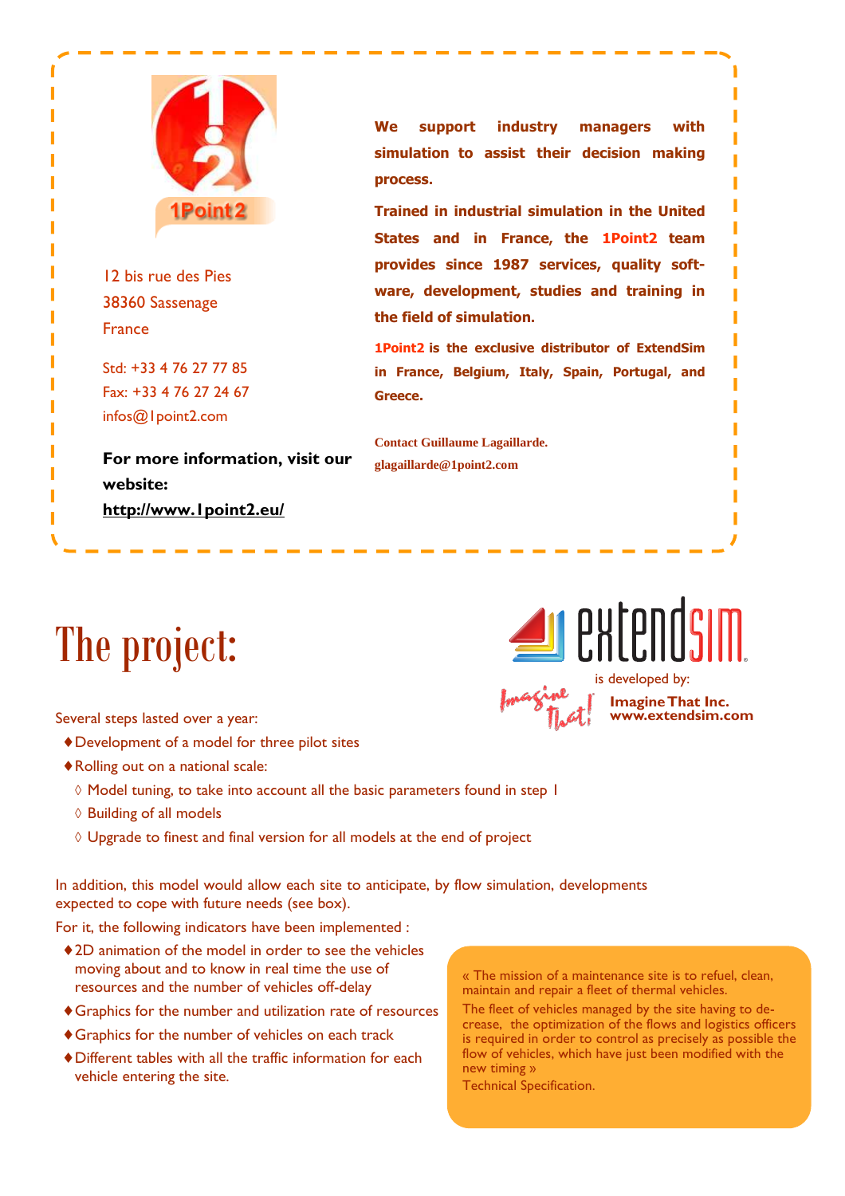1Point2

12 bis rue des Pies
38360 Sassenage
France

Std: +33 4 76 27 77 85
Fax: +33 4 76 27 24 67
infos@1point2.com

**For more information, visit our website:**
**http://www.1point2.eu/**

**We support industry managers with simulation to assist their decision making process.**

**Trained in industrial simulation in the United States and in France, the 1Point2 team provides since 1987 services, quality software, development, studies and training in the field of simulation.**

**1Point2 is the exclusive distributor of ExtendSim in France, Belgium, Italy, Spain, Portugal, and Greece.**

**Contact Guillaume Lagaillarde.**
**glagaillarde@1point2.com**

# The project:

extendsim is developed by:
**Imagine That Inc.**
**www.extendsim.com**

Several steps lasted over a year:

- Development of a model for three pilot sites
- Rolling out on a national scale:
  - Model tuning, to take into account all the basic parameters found in step 1
  - Building of all models
  - Upgrade to finest and final version for all models at the end of project

In addition, this model would allow each site to anticipate, by flow simulation, developments expected to cope with future needs (see box).

For it, the following indicators have been implemented :

- 2D animation of the model in order to see the vehicles moving about and to know in real time the use of resources and the number of vehicles off-delay
- Graphics for the number and utilization rate of resources
- Graphics for the number of vehicles on each track
- Different tables with all the traffic information for each vehicle entering the site.

« The mission of a maintenance site is to refuel, clean, maintain and repair a fleet of thermal vehicles.

The fleet of vehicles managed by the site having to decrease, the optimization of the flows and logistics officers is required in order to control as precisely as possible the flow of vehicles, which have just been modified with the new timing »

Technical Specification.